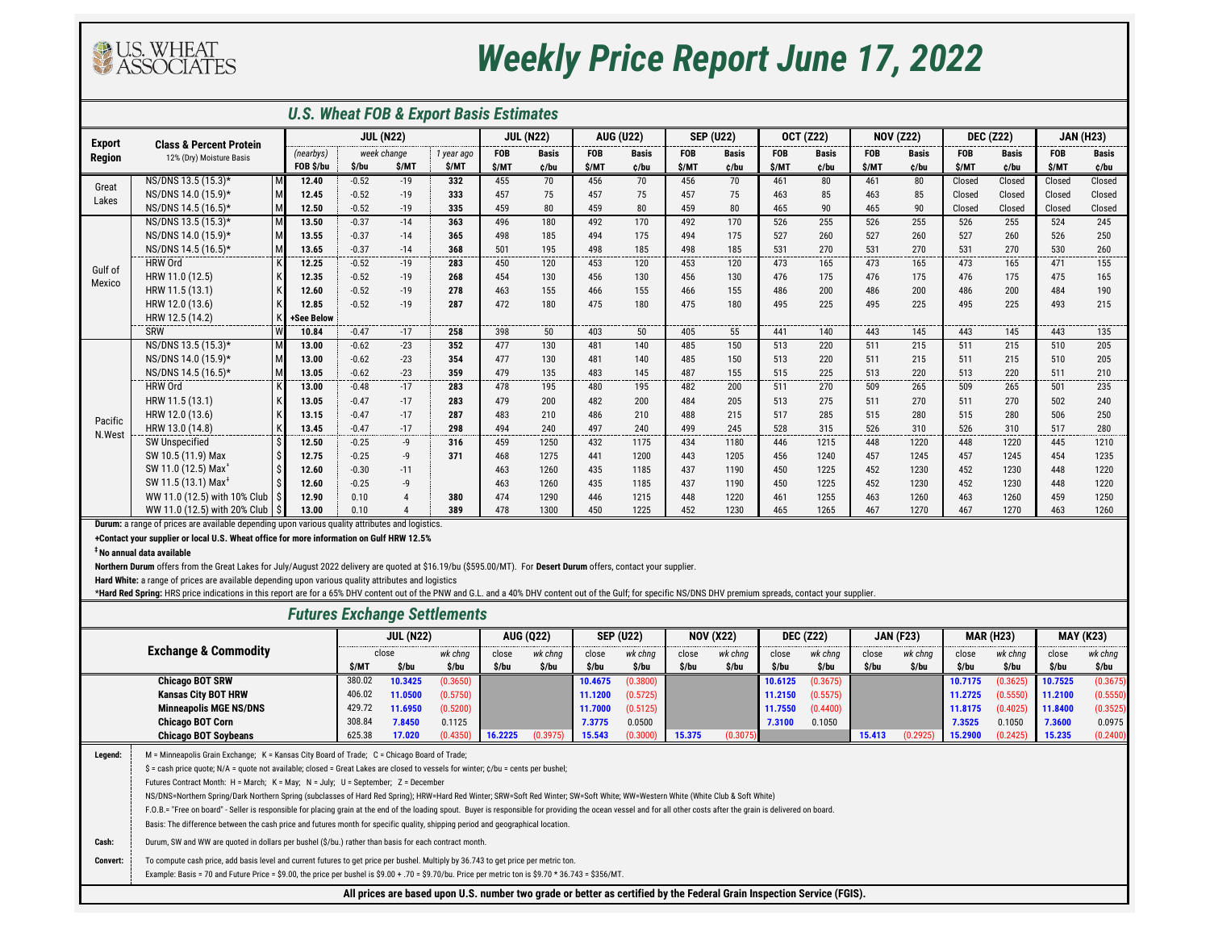U.S. WHEAT ASSOCIATES

# Weekly Price Report June 17, 2022

## U.S. Wheat FOB & Export Basis Estimates

| Export Region | Class & Percent Protein 12% (Dry) Moisture Basis | | JUL (N22) | | | | JUL (N22) | | AUG (U22) | | SEP (U22) | | OCT (Z22) | | NOV (Z22) | | DEC (Z22) | | JAN (H23) | |
|---|---|---|---|---|---|---|---|---|---|---|---|---|---|---|---|---|---|---|---|---|
| | | | (nearbys) FOB $/bu | week change $/bu | week change $/MT | 1 year ago $/MT | FOB $/MT | Basis ¢/bu | FOB $/MT | Basis ¢/bu | FOB $/MT | Basis ¢/bu | FOB $/MT | Basis ¢/bu | FOB $/MT | Basis ¢/bu | FOB $/MT | Basis ¢/bu | FOB $/MT | Basis ¢/bu |
| Great Lakes | NS/DNS 13.5 (15.3)* | M | 12.40 | -0.52 | -19 | 332 | 455 | 70 | 456 | 70 | 456 | 70 | 461 | 80 | 461 | 80 | Closed | Closed | Closed | Closed |
| | NS/DNS 14.0 (15.9)* | M | 12.45 | -0.52 | -19 | 333 | 457 | 75 | 457 | 75 | 457 | 75 | 463 | 85 | 463 | 85 | Closed | Closed | Closed | Closed |
| | NS/DNS 14.5 (16.5)* | M | 12.50 | -0.52 | -19 | 335 | 459 | 80 | 459 | 80 | 459 | 80 | 465 | 90 | 465 | 90 | Closed | Closed | Closed | Closed |
| Gulf of Mexico | NS/DNS 13.5 (15.3)* | M | 13.50 | -0.37 | -14 | 363 | 496 | 180 | 492 | 170 | 492 | 170 | 526 | 255 | 526 | 255 | 526 | 255 | 524 | 245 |
| | NS/DNS 14.0 (15.9)* | M | 13.55 | -0.37 | -14 | 365 | 498 | 185 | 494 | 175 | 494 | 175 | 527 | 260 | 527 | 260 | 527 | 260 | 526 | 250 |
| | NS/DNS 14.5 (16.5)* | M | 13.65 | -0.37 | -14 | 368 | 501 | 195 | 498 | 185 | 498 | 185 | 531 | 270 | 531 | 270 | 531 | 270 | 530 | 260 |
| | HRW Ord | K | 12.25 | -0.52 | -19 | 283 | 450 | 120 | 453 | 120 | 453 | 120 | 473 | 165 | 473 | 165 | 473 | 165 | 471 | 155 |
| | HRW 11.0 (12.5) | K | 12.35 | -0.52 | -19 | 268 | 454 | 130 | 456 | 130 | 456 | 130 | 476 | 175 | 476 | 175 | 476 | 175 | 475 | 165 |
| | HRW 11.5 (13.1) | K | 12.60 | -0.52 | -19 | 278 | 463 | 155 | 466 | 155 | 466 | 155 | 486 | 200 | 486 | 200 | 486 | 200 | 484 | 190 |
| | HRW 12.0 (13.6) | K | 12.85 | -0.52 | -19 | 287 | 472 | 180 | 475 | 180 | 475 | 180 | 495 | 225 | 495 | 225 | 495 | 225 | 493 | 215 |
| | HRW 12.5 (14.2) | K | +See Below | | | | | | | | | | | | | | | | | |
| | SRW | W | 10.84 | -0.47 | -17 | 258 | 398 | 50 | 403 | 50 | 405 | 55 | 441 | 140 | 443 | 145 | 443 | 145 | 443 | 135 |
| Pacific N.West | NS/DNS 13.5 (15.3)* | M | 13.00 | -0.62 | -23 | 352 | 477 | 130 | 481 | 140 | 485 | 150 | 513 | 220 | 511 | 215 | 511 | 215 | 510 | 205 |
| | NS/DNS 14.0 (15.9)* | M | 13.00 | -0.62 | -23 | 354 | 477 | 130 | 481 | 140 | 485 | 150 | 513 | 220 | 511 | 215 | 511 | 215 | 510 | 205 |
| | NS/DNS 14.5 (16.5)* | M | 13.05 | -0.62 | -23 | 359 | 479 | 135 | 483 | 145 | 487 | 155 | 515 | 225 | 513 | 220 | 513 | 220 | 511 | 210 |
| | HRW Ord | K | 13.00 | -0.48 | -17 | 283 | 478 | 195 | 480 | 195 | 482 | 200 | 511 | 270 | 509 | 265 | 509 | 265 | 501 | 235 |
| | HRW 11.5 (13.1) | K | 13.05 | -0.47 | -17 | 283 | 479 | 200 | 482 | 200 | 484 | 205 | 513 | 275 | 511 | 270 | 511 | 270 | 502 | 240 |
| | HRW 12.0 (13.6) | K | 13.15 | -0.47 | -17 | 287 | 483 | 210 | 486 | 210 | 488 | 215 | 517 | 285 | 515 | 280 | 515 | 280 | 506 | 250 |
| | HRW 13.0 (14.8) | K | 13.45 | -0.47 | -17 | 298 | 494 | 240 | 497 | 240 | 499 | 245 | 528 | 315 | 526 | 310 | 526 | 310 | 517 | 280 |
| | SW Unspecified | $ | 12.50 | -0.25 | -9 | 316 | 459 | 1250 | 432 | 1175 | 434 | 1180 | 446 | 1215 | 448 | 1220 | 448 | 1220 | 445 | 1210 |
| | SW 10.5 (11.9) Max | $ | 12.75 | -0.25 | -9 | 371 | 468 | 1275 | 441 | 1200 | 443 | 1205 | 456 | 1240 | 457 | 1245 | 457 | 1245 | 454 | 1235 |
| | SW 11.0 (12.5) Max[‡] | $ | 12.60 | -0.30 | -11 | | 463 | 1260 | 435 | 1185 | 437 | 1190 | 450 | 1225 | 452 | 1230 | 452 | 1230 | 448 | 1220 |
| | SW 11.5 (13.1) Max[‡] | $ | 12.60 | -0.25 | -9 | | 463 | 1260 | 435 | 1185 | 437 | 1190 | 450 | 1225 | 452 | 1230 | 452 | 1230 | 448 | 1220 |
| | WW 11.0 (12.5) with 10% Club | $ | 12.90 | 0.10 | 4 | 380 | 474 | 1290 | 446 | 1215 | 448 | 1220 | 461 | 1255 | 463 | 1260 | 463 | 1260 | 459 | 1250 |
| | WW 11.0 (12.5) with 20% Club | $ | 13.00 | 0.10 | 4 | 389 | 478 | 1300 | 450 | 1225 | 452 | 1230 | 465 | 1265 | 467 | 1270 | 467 | 1270 | 463 | 1260 |

**Durum:** a range of prices are available depending upon various quality attributes and logistics.

**+Contact your supplier or local U.S. Wheat office for more information on Gulf HRW 12.5%**

**‡No annual data available**

**Northern Durum** offers from the Great Lakes for July/August 2022 delivery are quoted at $16.19/bu ($595.00/MT). For **Desert Durum** offers, contact your supplier.

**Hard White:** a range of prices are available depending upon various quality attributes and logistics

***Hard Red Spring:** HRS price indications in this report are for a 65% DHV content out of the PNW and G.L. and a 40% DHV content out of the Gulf; for specific NS/DNS DHV premium spreads, contact your supplier.

## Futures Exchange Settlements

| Exchange & Commodity | JUL (N22) | | | AUG (Q22) | | SEP (U22) | | NOV (X22) | | DEC (Z22) | | JAN (F23) | | MAR (H23) | | MAY (K23) | |
|---|---|---|---|---|---|---|---|---|---|---|---|---|---|---|---|---|---|
| | close $/MT | close $/bu | wk chng $/bu | close $/bu | wk chng $/bu | close $/bu | wk chng $/bu | close $/bu | wk chng $/bu | close $/bu | wk chng $/bu | close $/bu | wk chng $/bu | close $/bu | wk chng $/bu | close $/bu | wk chng $/bu |
| **Chicago BOT SRW** | 380.02 | 10.3425 | (0.3650) | | | 10.4675 | (0.3800) | | | 10.6125 | (0.3675) | | | 10.7175 | (0.3625) | 10.7525 | (0.3675) |
| **Kansas City BOT HRW** | 406.02 | 11.0500 | (0.5750) | | | 11.1200 | (0.5725) | | | 11.2150 | (0.5575) | | | 11.2725 | (0.5550) | 11.2100 | (0.5550) |
| **Minneapolis MGE NS/DNS** | 429.72 | 11.6950 | (0.5200) | | | 11.7000 | (0.5125) | | | 11.7550 | (0.4400) | | | 11.8175 | (0.4025) | 11.8400 | (0.3525) |
| **Chicago BOT Corn** | 308.84 | 7.8450 | 0.1125 | | | 7.3775 | 0.0500 | | | 7.3100 | 0.1050 | | | 7.3525 | 0.1050 | 7.3600 | 0.0975 |
| **Chicago BOT Soybeans** | 625.38 | 17.020 | (0.4350) | 16.2225 | (0.3975) | 15.543 | (0.3000) | 15.375 | (0.3075) | | | 15.413 | (0.2925) | 15.2900 | (0.2425) | 15.235 | (0.2400) |

**Legend:** M = Minneapolis Grain Exchange; K = Kansas City Board of Trade; C = Chicago Board of Trade;

$ = cash price quote; N/A = quote not available; closed = Great Lakes are closed to vessels for winter; ¢/bu = cents per bushel;

Futures Contract Month: H = March; K = May; N = July; U = September; Z = December

NS/DNS=Northern Spring/Dark Northern Spring (subclasses of Hard Red Spring); HRW=Hard Red Winter; SRW=Soft Red Winter; SW=Soft White; WW=Western White (White Club & Soft White)

F.O.B.= "Free on board" - Seller is responsible for placing grain at the end of the loading spout. Buyer is responsible for providing the ocean vessel and for all other costs after the grain is delivered on board.

Basis: The difference between the cash price and futures month for specific quality, shipping period and geographical location.

**Cash:** Durum, SW and WW are quoted in dollars per bushel ($/bu.) rather than basis for each contract month.

**Convert:** To compute cash price, add basis level and current futures to get price per bushel. Multiply by 36.743 to get price per metric ton.

Example: Basis = 70 and Future Price = $9.00, the price per bushel is $9.00 + .70 = $9.70/bu. Price per metric ton is $9.70 * 36.743 = $356/MT.

**All prices are based upon U.S. number two grade or better as certified by the Federal Grain Inspection Service (FGIS).**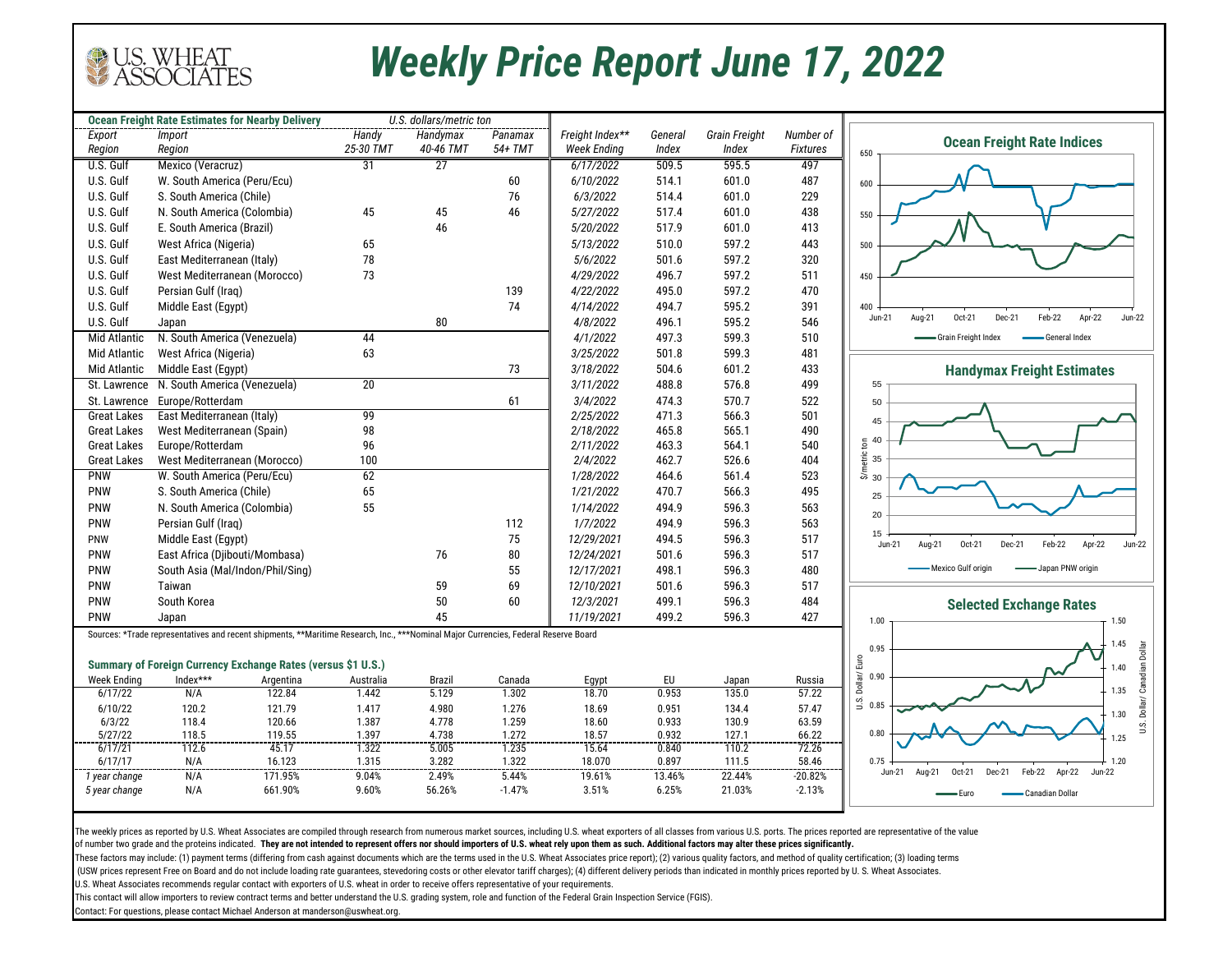# Weekly Price Report June 17, 2022

U.S. WHEAT ASSOCIATES

| Ocean Freight Rate Estimates for Nearby Delivery | | U.S. dollars/metric ton | | |
|---|---|---|---|---|
| Export Region | Import Region | Handy 25-30 TMT | Handymax 40-46 TMT | Panamax 54+ TMT |
| U.S. Gulf | Mexico (Veracruz) | 31 | 27 | |
| U.S. Gulf | W. South America (Peru/Ecu) | | | 60 |
| U.S. Gulf | S. South America (Chile) | | | 76 |
| U.S. Gulf | N. South America (Colombia) | 45 | 45 | 46 |
| U.S. Gulf | E. South America (Brazil) | | 46 | |
| U.S. Gulf | West Africa (Nigeria) | 65 | | |
| U.S. Gulf | East Mediterranean (Italy) | 78 | | |
| U.S. Gulf | West Mediterranean (Morocco) | 73 | | |
| U.S. Gulf | Persian Gulf (Iraq) | | | 139 |
| U.S. Gulf | Middle East (Egypt) | | | 74 |
| U.S. Gulf | Japan | | 80 | |
| Mid Atlantic | N. South America (Venezuela) | 44 | | |
| Mid Atlantic | West Africa (Nigeria) | 63 | | |
| Mid Atlantic | Middle East (Egypt) | | | 73 |
| St. Lawrence | N. South America (Venezuela) | 20 | | |
| St. Lawrence | Europe/Rotterdam | | | 61 |
| Great Lakes | East Mediterranean (Italy) | 99 | | |
| Great Lakes | West Mediterranean (Spain) | 98 | | |
| Great Lakes | Europe/Rotterdam | 96 | | |
| Great Lakes | West Mediterranean (Morocco) | 100 | | |
| PNW | W. South America (Peru/Ecu) | 62 | | |
| PNW | S. South America (Chile) | 65 | | |
| PNW | N. South America (Colombia) | 55 | | |
| PNW | Persian Gulf (Iraq) | | | 112 |
| PNW | Middle East (Egypt) | | | 75 |
| PNW | East Africa (Djibouti/Mombasa) | | 76 | 80 |
| PNW | South Asia (Mal/Indon/Phil/Sing) | | | 55 |
| PNW | Taiwan | | 59 | 69 |
| PNW | South Korea | | 50 | 60 |
| PNW | Japan | | 45 | |

| Freight Index** Week Ending | General Index | Grain Freight Index | Number of Fixtures |
|---|---|---|---|
| 6/17/2022 | 509.5 | 595.5 | 497 |
| 6/10/2022 | 514.1 | 601.0 | 487 |
| 6/3/2022 | 514.4 | 601.0 | 229 |
| 5/27/2022 | 517.4 | 601.0 | 438 |
| 5/20/2022 | 517.9 | 601.0 | 413 |
| 5/13/2022 | 510.0 | 597.2 | 443 |
| 5/6/2022 | 501.6 | 597.2 | 320 |
| 4/29/2022 | 496.7 | 597.2 | 511 |
| 4/22/2022 | 495.0 | 597.2 | 470 |
| 4/14/2022 | 494.7 | 595.2 | 391 |
| 4/8/2022 | 496.1 | 595.2 | 546 |
| 4/1/2022 | 497.3 | 599.3 | 510 |
| 3/25/2022 | 501.8 | 599.3 | 481 |
| 3/18/2022 | 504.6 | 601.2 | 433 |
| 3/11/2022 | 488.8 | 576.8 | 499 |
| 3/4/2022 | 474.3 | 570.7 | 522 |
| 2/25/2022 | 471.3 | 566.3 | 501 |
| 2/18/2022 | 465.8 | 565.1 | 490 |
| 2/11/2022 | 463.3 | 564.1 | 540 |
| 2/4/2022 | 462.7 | 526.6 | 404 |
| 1/28/2022 | 464.6 | 561.4 | 523 |
| 1/21/2022 | 470.7 | 566.3 | 495 |
| 1/14/2022 | 494.9 | 596.3 | 563 |
| 1/7/2022 | 494.9 | 596.3 | 563 |
| 12/29/2021 | 494.5 | 596.3 | 517 |
| 12/24/2021 | 501.6 | 596.3 | 517 |
| 12/17/2021 | 498.1 | 596.3 | 480 |
| 12/10/2021 | 501.6 | 596.3 | 517 |
| 12/3/2021 | 499.1 | 596.3 | 484 |
| 11/19/2021 | 499.2 | 596.3 | 427 |

Sources: *Trade representatives and recent shipments, **Maritime Research, Inc., ***Nominal Major Currencies, Federal Reserve Board

**Summary of Foreign Currency Exchange Rates (versus $1 U.S.)**

| Week Ending | Index*** | Argentina | Australia | Brazil | Canada | Egypt | EU | Japan | Russia |
|---|---|---|---|---|---|---|---|---|---|
| 6/17/22 | N/A | 122.84 | 1.442 | 5.129 | 1.302 | 18.70 | 0.953 | 135.0 | 57.22 |
| 6/10/22 | 120.2 | 121.79 | 1.417 | 4.980 | 1.276 | 18.69 | 0.951 | 134.4 | 57.47 |
| 6/3/22 | 118.4 | 120.66 | 1.387 | 4.778 | 1.259 | 18.60 | 0.933 | 130.9 | 63.59 |
| 5/27/22 | 118.5 | 119.55 | 1.397 | 4.738 | 1.272 | 18.57 | 0.932 | 127.1 | 66.22 |
| 6/17/21 | 112.6 | 45.17 | 1.322 | 5.005 | 1.235 | 15.64 | 0.840 | 110.2 | 72.26 |
| 6/17/17 | N/A | 16.123 | 1.315 | 3.282 | 1.322 | 18.070 | 0.897 | 111.5 | 58.46 |
| *1 year change* | N/A | 171.95% | 9.04% | 2.49% | 5.44% | 19.61% | 13.46% | 22.44% | -20.82% |
| *5 year change* | N/A | 661.90% | 9.60% | 56.26% | -1.47% | 3.51% | 6.25% | 21.03% | -2.13% |

**Ocean Freight Rate Indices**

**Handymax Freight Estimates**

**Selected Exchange Rates**

The weekly prices as reported by U.S. Wheat Associates are compiled through research from numerous market sources, including U.S. wheat exporters of all classes from various U.S. ports. The prices reported are representative of the value of number two grade and the proteins indicated. **They are not intended to represent offers nor should importers of U.S. wheat rely upon them as such. Additional factors may alter these prices significantly.**

These factors may include: (1) payment terms (differing from cash against documents which are the terms used in the U.S. Wheat Associates price report); (2) various quality factors, and method of quality certification; (3) loading terms (USW prices represent Free on Board and do not include loading rate guarantees, stevedoring costs or other elevator tariff charges); (4) different delivery periods than indicated in monthly prices reported by U. S. Wheat Associates.

U.S. Wheat Associates recommends regular contact with exporters of U.S. wheat in order to receive offers representative of your requirements.

This contact will allow importers to review contract terms and better understand the U.S. grading system, role and function of the Federal Grain Inspection Service (FGIS).

Contact: For questions, please contact Michael Anderson at manderson@uswheat.org.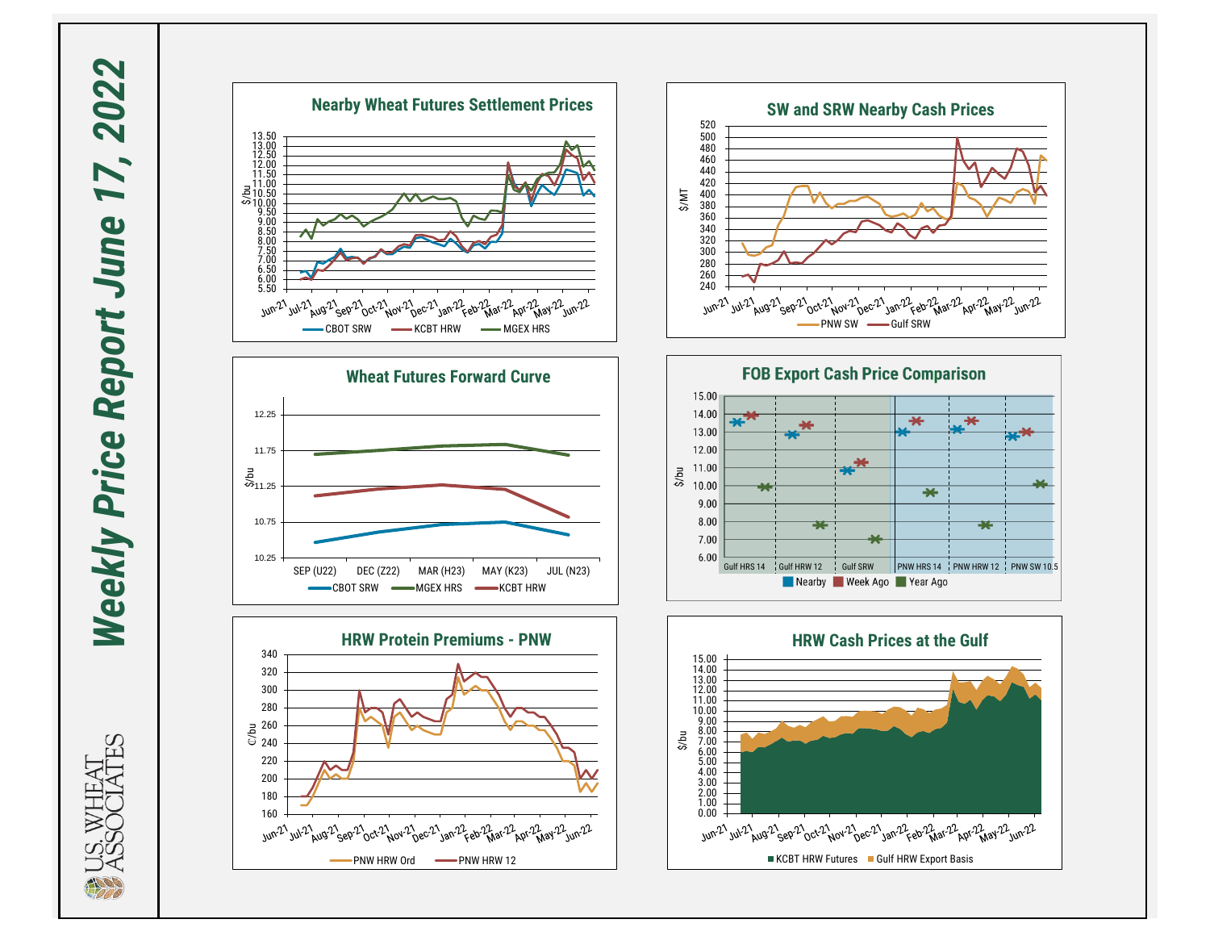# Weekly Price Report June 17, 2022

## Nearby Wheat Futures Settlement Prices

$/bu

Jun-21, Jul-21, Aug-21, Sep-21, Oct-21, Nov-21, Dec-21, Jan-22, Feb-22, Mar-22, Apr-22, May-22, Jun-22

CBOT SRW — KCBT HRW — MGEX HRS

## SW and SRW Nearby Cash Prices

$/MT

Jun-21, Jul-21, Aug-21, Sep-21, Oct-21, Nov-21, Dec-21, Jan-22, Feb-22, Mar-22, Apr-22, May-22, Jun-22

PNW SW — Gulf SRW

## Wheat Futures Forward Curve

$/bu

SEP (U22), DEC (Z22), MAR (H23), MAY (K23), JUL (N23)

CBOT SRW — MGEX HRS — KCBT HRW

## FOB Export Cash Price Comparison

$/bu

Gulf HRS 14, Gulf HRW 12, Gulf SRW, PNW HRS 14, PNW HRW 12, PNW SW 10.5

Nearby, Week Ago, Year Ago

## HRW Protein Premiums - PNW

¢/bu

Jun-21, Jul-21, Aug-21, Sep-21, Oct-21, Nov-21, Dec-21, Jan-22, Feb-22, Mar-22, Apr-22, May-22, Jun-22

PNW HRW Ord — PNW HRW 12

## HRW Cash Prices at the Gulf

$/bu

Jun-21, Jul-21, Aug-21, Sep-21, Oct-21, Nov-21, Dec-21, Jan-22, Feb-22, Mar-22, Apr-22, May-22, Jun-22

KCBT HRW Futures, Gulf HRW Export Basis

U.S. WHEAT ASSOCIATES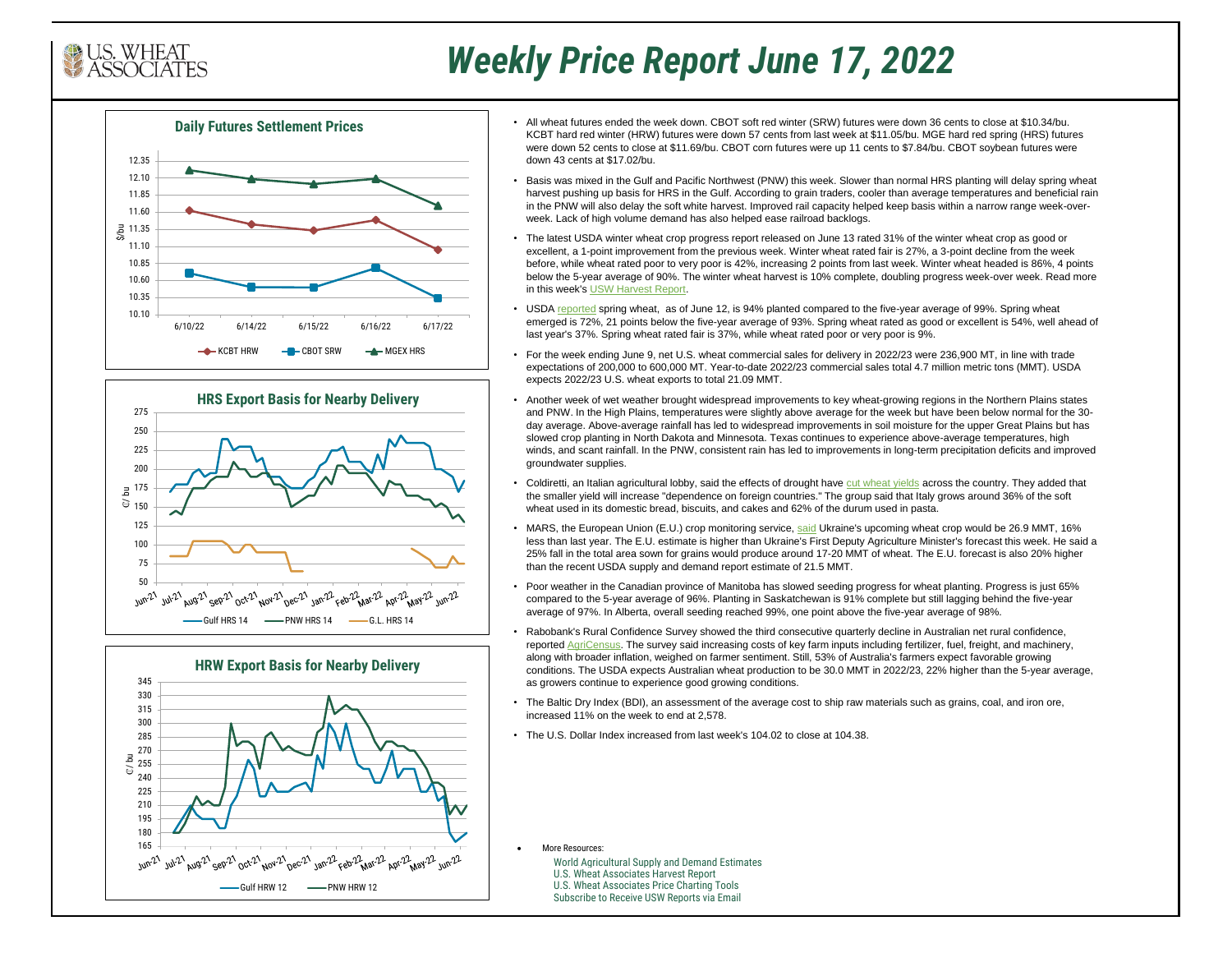U.S. WHEAT ASSOCIATES

# Weekly Price Report June 17, 2022

**Daily Futures Settlement Prices**

12.35
12.10
11.85
11.60
11.35
11.10
10.85
10.60
10.35
10.10

$/bu

6/10/22 6/14/22 6/15/22 6/16/22 6/17/22

KCBT HRW CBOT SRW MGEX HRS

**HRS Export Basis for Nearby Delivery**

275
250
225
200
175
150
125
100
75
50

¢/ bu

Jun-21 Jul-21 Aug-21 Sep-21 Oct-21 Nov-21 Dec-21 Jan-22 Feb-22 Mar-22 Apr-22 May-22 Jun-22

Gulf HRS 14 PNW HRS 14 G.L. HRS 14

**HRW Export Basis for Nearby Delivery**

345
330
315
300
285
270
255
240
225
210
195
180
165

¢/ bu

Jun-21 Jul-21 Aug-21 Sep-21 Oct-21 Nov-21 Dec-21 Jan-22 Feb-22 Mar-22 Apr-22 May-22 Jun-22

Gulf HRW 12 PNW HRW 12

- All wheat futures ended the week down. CBOT soft red winter (SRW) futures were down 36 cents to close at $10.34/bu. KCBT hard red winter (HRW) futures were down 57 cents from last week at $11.05/bu. MGE hard red spring (HRS) futures were down 52 cents to close at $11.69/bu. CBOT corn futures were up 11 cents to $7.84/bu. CBOT soybean futures were down 43 cents at $17.02/bu.
- Basis was mixed in the Gulf and Pacific Northwest (PNW) this week. Slower than normal HRS planting will delay spring wheat harvest pushing up basis for HRS in the Gulf. According to grain traders, cooler than average temperatures and beneficial rain in the PNW will also delay the soft white harvest. Improved rail capacity helped keep basis within a narrow range week-over-week. Lack of high volume demand has also helped ease railroad backlogs.
- The latest USDA winter wheat crop progress report released on June 13 rated 31% of the winter wheat crop as good or excellent, a 1-point improvement from the previous week. Winter wheat rated fair is 27%, a 3-point decline from the week before, while wheat rated poor to very poor is 42%, increasing 2 points from last week. Winter wheat headed is 86%, 4 points below the 5-year average of 90%. The winter wheat harvest is 10% complete, doubling progress week-over week. Read more in this week's USW Harvest Report.
- USDA reported spring wheat, as of June 12, is 94% planted compared to the five-year average of 99%. Spring wheat emerged is 72%, 21 points below the five-year average of 93%. Spring wheat rated as good or excellent is 54%, well ahead of last year's 37%. Spring wheat rated fair is 37%, while wheat rated poor or very poor is 9%.
- For the week ending June 9, net U.S. wheat commercial sales for delivery in 2022/23 were 236,900 MT, in line with trade expectations of 200,000 to 600,000 MT. Year-to-date 2022/23 commercial sales total 4.7 million metric tons (MMT). USDA expects 2022/23 U.S. wheat exports to total 21.09 MMT.
- Another week of wet weather brought widespread improvements to key wheat-growing regions in the Northern Plains states and PNW. In the High Plains, temperatures were slightly above average for the week but have been below normal for the 30-day average. Above-average rainfall has led to widespread improvements in soil moisture for the upper Great Plains but has slowed crop planting in North Dakota and Minnesota. Texas continues to experience above-average temperatures, high winds, and scant rainfall. In the PNW, consistent rain has led to improvements in long-term precipitation deficits and improved groundwater supplies.
- Coldiretti, an Italian agricultural lobby, said the effects of drought have cut wheat yields across the country. They added that the smaller yield will increase "dependence on foreign countries." The group said that Italy grows around 36% of the soft wheat used in its domestic bread, biscuits, and cakes and 62% of the durum used in pasta.
- MARS, the European Union (E.U.) crop monitoring service, said Ukraine's upcoming wheat crop would be 26.9 MMT, 16% less than last year. The E.U. estimate is higher than Ukraine's First Deputy Agriculture Minister's forecast this week. He said a 25% fall in the total area sown for grains would produce around 17-20 MMT of wheat. The E.U. forecast is also 20% higher than the recent USDA supply and demand report estimate of 21.5 MMT.
- Poor weather in the Canadian province of Manitoba has slowed seeding progress for wheat planting. Progress is just 65% compared to the 5-year average of 96%. Planting in Saskatchewan is 91% complete but still lagging behind the five-year average of 97%. In Alberta, overall seeding reached 99%, one point above the five-year average of 98%.
- Rabobank's Rural Confidence Survey showed the third consecutive quarterly decline in Australian net rural confidence, reported AgriCensus. The survey said increasing costs of key farm inputs including fertilizer, fuel, freight, and machinery, along with broader inflation, weighed on farmer sentiment. Still, 53% of Australia's farmers expect favorable growing conditions. The USDA expects Australian wheat production to be 30.0 MMT in 2022/23, 22% higher than the 5-year average, as growers continue to experience good growing conditions.
- The Baltic Dry Index (BDI), an assessment of the average cost to ship raw materials such as grains, coal, and iron ore, increased 11% on the week to end at 2,578.
- The U.S. Dollar Index increased from last week's 104.02 to close at 104.38.

- More Resources:
  World Agricultural Supply and Demand Estimates
  U.S. Wheat Associates Harvest Report
  U.S. Wheat Associates Price Charting Tools
  Subscribe to Receive USW Reports via Email